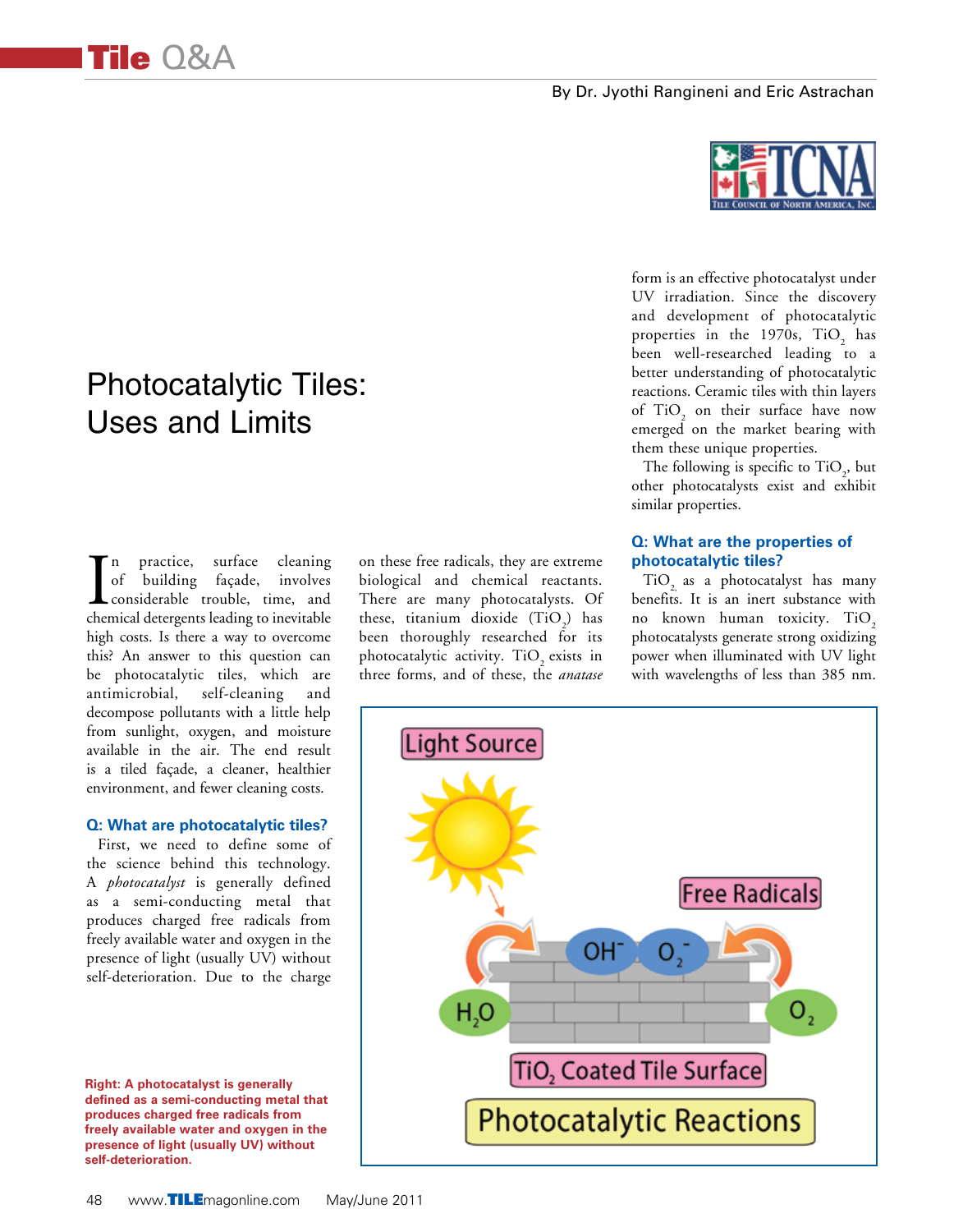By Dr. Jyothi Rangineni and Eric Astrachan

# Photocatalytic Tiles: Uses and Limits

In practice, surface cleaning of building façade, involves considerable trouble, time, and chemical detergents leading to inevitable high costs. Is there a way to overcome this? An answer to this question can be photocatalytic tiles, which are antimicrobial, self-cleaning and decompose pollutants with a little help from sunlight, oxygen, and moisture available in the air. The end result is a tiled façade, a cleaner, healthier environment, and fewer cleaning costs.

### Q: What are photocatalytic tiles?

First, we need to define some of the science behind this technology. A *photocatalyst* is generally defined as a semi-conducting metal that produces charged free radicals from freely available water and oxygen in the presence of light (usually UV) without self-deterioration. Due to the charge on these free radicals, they are extreme biological and chemical reactants. There are many photocatalysts. Of these, titanium dioxide ($TiO_2$) has been thoroughly researched for its photocatalytic activity. $TiO_2$ exists in three forms, and of these, the *anatase* form is an effective photocatalyst under UV irradiation. Since the discovery and development of photocatalytic properties in the 1970s, $TiO_2$ has been well-researched leading to a better understanding of photocatalytic reactions. Ceramic tiles with thin layers of $TiO_2$ on their surface have now emerged on the market bearing with them these unique properties.

The following is specific to $TiO_2$, but other photocatalysts exist and exhibit similar properties.

### Q: What are the properties of photocatalytic tiles?

$TiO_2$ as a photocatalyst has many benefits. It is an inert substance with no known human toxicity. $TiO_2$ photocatalysts generate strong oxidizing power when illuminated with UV light with wavelengths of less than 385 nm.

**Right: A photocatalyst is generally defined as a semi-conducting metal that produces charged free radicals from freely available water and oxygen in the presence of light (usually UV) without self-deterioration.**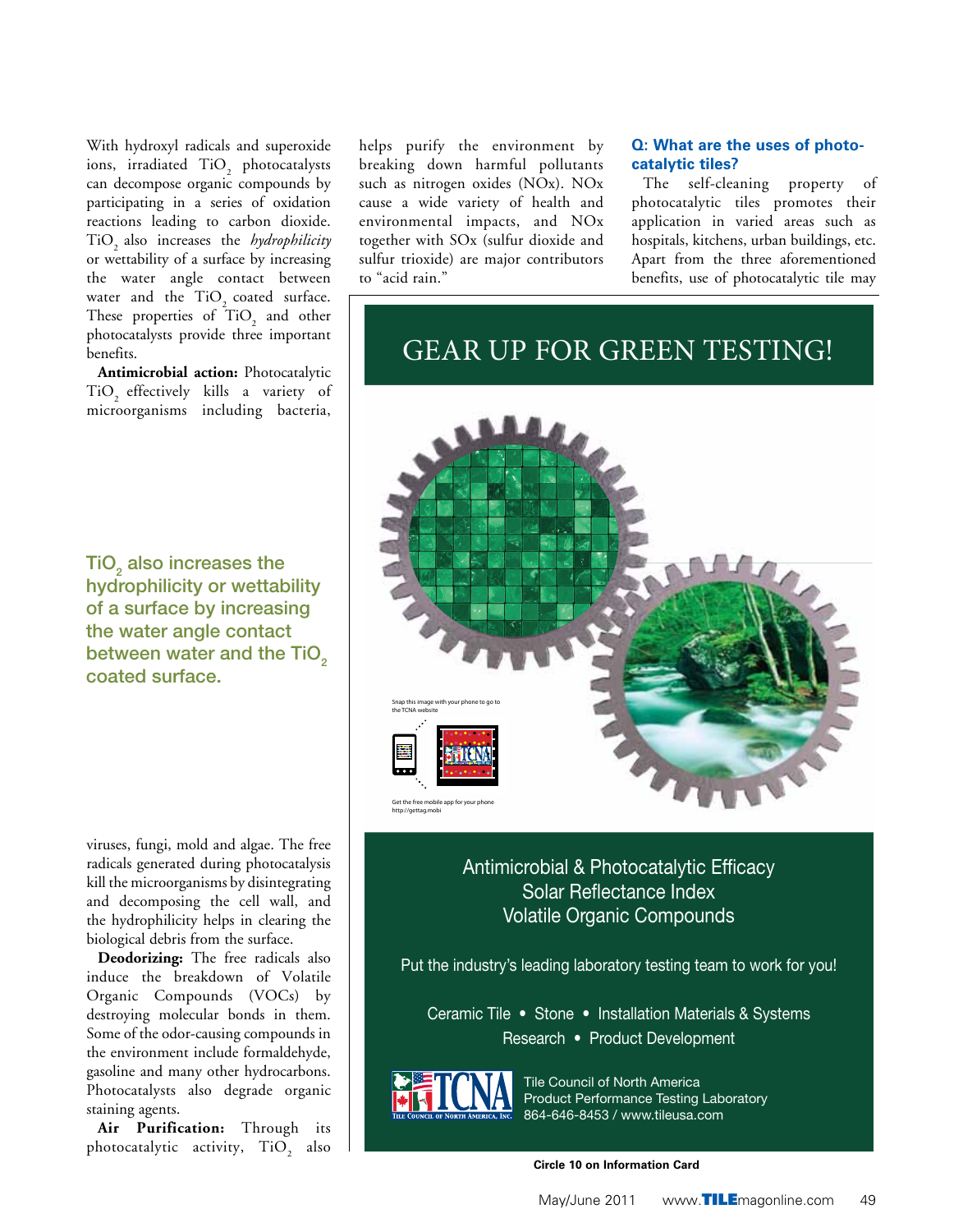With hydroxyl radicals and superoxide ions, irradiated $TiO_2$ photocatalysts can decompose organic compounds by participating in a series of oxidation reactions leading to carbon dioxide. $TiO_2$ also increases the *hydrophilicity* or wettability of a surface by increasing the water angle contact between water and the $TiO_2$ coated surface. These properties of $TiO_2$ and other photocatalysts provide three important benefits.

**Antimicrobial action:** Photocatalytic $TiO_2$ effectively kills a variety of microorganisms including bacteria, viruses, fungi, mold and algae. The free radicals generated during photocatalysis kill the microorganisms by disintegrating and decomposing the cell wall, and the hydrophilicity helps in clearing the biological debris from the surface.

> $TiO_2$ also increases the hydrophilicity or wettability of a surface by increasing the water angle contact between water and the $TiO_2$ coated surface.

**Deodorizing:** The free radicals also induce the breakdown of Volatile Organic Compounds (VOCs) by destroying molecular bonds in them. Some of the odor-causing compounds in the environment include formaldehyde, gasoline and many other hydrocarbons. Photocatalysts also degrade organic staining agents.

**Air Purification:** Through its photocatalytic activity, $TiO_2$ also helps purify the environment by breaking down harmful pollutants such as nitrogen oxides (NOx). NOx cause a wide variety of health and environmental impacts, and NOx together with SOx (sulfur dioxide and sulfur trioxide) are major contributors to "acid rain."

### Q: What are the uses of photocatalytic tiles?

The self-cleaning property of photocatalytic tiles promotes their application in varied areas such as hospitals, kitchens, urban buildings, etc. Apart from the three aforementioned benefits, use of photocatalytic tile may

---

GEAR UP FOR GREEN TESTING!

Snap this image with your phone to go to the TCNA website

Get the free mobile app for your phone http://gettag.mobi

Antimicrobial & Photocatalytic Efficacy
Solar Reflectance Index
Volatile Organic Compounds

Put the industry's leading laboratory testing team to work for you!

Ceramic Tile • Stone • Installation Materials & Systems
Research • Product Development

Tile Council of North America
Product Performance Testing Laboratory
864-646-8453 / www.tileusa.com

Circle 10 on Information Card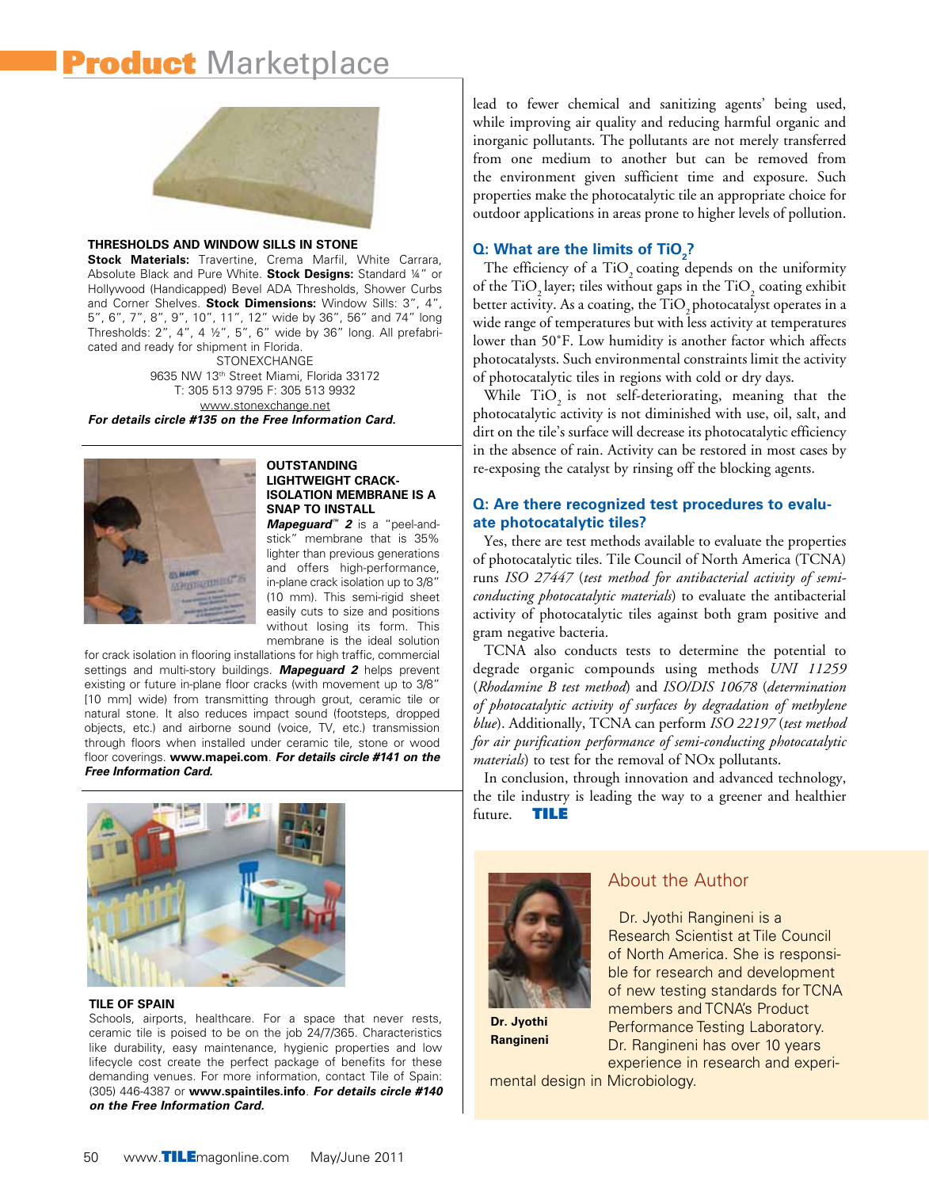# Product Marketplace

**THRESHOLDS AND WINDOW SILLS IN STONE**

**Stock Materials:** Travertine, Crema Marfil, White Carrara, Absolute Black and Pure White. **Stock Designs:** Standard ¼" or Hollywood (Handicapped) Bevel ADA Thresholds, Shower Curbs and Corner Shelves. **Stock Dimensions:** Window Sills: 3", 4", 5", 6", 7", 8", 9", 10", 11", 12" wide by 36", 56" and 74" long Thresholds: 2", 4", 4 ½", 5", 6" wide by 36" long. All prefabricated and ready for shipment in Florida.

STONEXCHANGE
9635 NW 13th Street Miami, Florida 33172
T: 305 513 9795 F: 305 513 9932
www.stonexchange.net

***For details circle #135 on the Free Information Card.***

**OUTSTANDING LIGHTWEIGHT CRACK-ISOLATION MEMBRANE IS A SNAP TO INSTALL**

***Mapeguard™ 2*** is a "peel-and-stick" membrane that is 35% lighter than previous generations and offers high-performance, in-plane crack isolation up to 3/8" (10 mm). This semi-rigid sheet easily cuts to size and positions without losing its form. This membrane is the ideal solution for crack isolation in flooring installations for high traffic, commercial settings and multi-story buildings. ***Mapeguard 2*** helps prevent existing or future in-plane floor cracks (with movement up to 3/8" [10 mm] wide) from transmitting through grout, ceramic tile or natural stone. It also reduces impact sound (footsteps, dropped objects, etc.) and airborne sound (voice, TV, etc.) transmission through floors when installed under ceramic tile, stone or wood floor coverings. **www.mapei.com**. ***For details circle #141 on the Free Information Card.***

**TILE OF SPAIN**

Schools, airports, healthcare. For a space that never rests, ceramic tile is poised to be on the job 24/7/365. Characteristics like durability, easy maintenance, hygienic properties and low lifecycle cost create the perfect package of benefits for these demanding venues. For more information, contact Tile of Spain: (305) 446-4387 or **www.spaintiles.info**. ***For details circle #140 on the Free Information Card.***

lead to fewer chemical and sanitizing agents' being used, while improving air quality and reducing harmful organic and inorganic pollutants. The pollutants are not merely transferred from one medium to another but can be removed from the environment given sufficient time and exposure. Such properties make the photocatalytic tile an appropriate choice for outdoor applications in areas prone to higher levels of pollution.

## Q: What are the limits of $TiO_2$?

The efficiency of a $TiO_2$ coating depends on the uniformity of the $TiO_2$ layer; tiles without gaps in the $TiO_2$ coating exhibit better activity. As a coating, the $TiO_2$ photocatalyst operates in a wide range of temperatures but with less activity at temperatures lower than 50°F. Low humidity is another factor which affects photocatalysts. Such environmental constraints limit the activity of photocatalytic tiles in regions with cold or dry days.

While $TiO_2$ is not self-deteriorating, meaning that the photocatalytic activity is not diminished with use, oil, salt, and dirt on the tile's surface will decrease its photocatalytic efficiency in the absence of rain. Activity can be restored in most cases by re-exposing the catalyst by rinsing off the blocking agents.

## Q: Are there recognized test procedures to evaluate photocatalytic tiles?

Yes, there are test methods available to evaluate the properties of photocatalytic tiles. Tile Council of North America (TCNA) runs *ISO 27447* (*test method for antibacterial activity of semi-conducting photocatalytic materials*) to evaluate the antibacterial activity of photocatalytic tiles against both gram positive and gram negative bacteria.

TCNA also conducts tests to determine the potential to degrade organic compounds using methods *UNI 11259* (*Rhodamine B test method*) and *ISO/DIS 10678* (*determination of photocatalytic activity of surfaces by degradation of methylene blue*). Additionally, TCNA can perform *ISO 22197* (*test method for air purification performance of semi-conducting photocatalytic materials*) to test for the removal of NOx pollutants.

In conclusion, through innovation and advanced technology, the tile industry is leading the way to a greener and healthier future. **TILE**

## About the Author

**Dr. Jyothi Rangineni**

Dr. Jyothi Rangineni is a Research Scientist at Tile Council of North America. She is responsible for research and development of new testing standards for TCNA members and TCNA's Product Performance Testing Laboratory. Dr. Rangineni has over 10 years experience in research and experimental design in Microbiology.